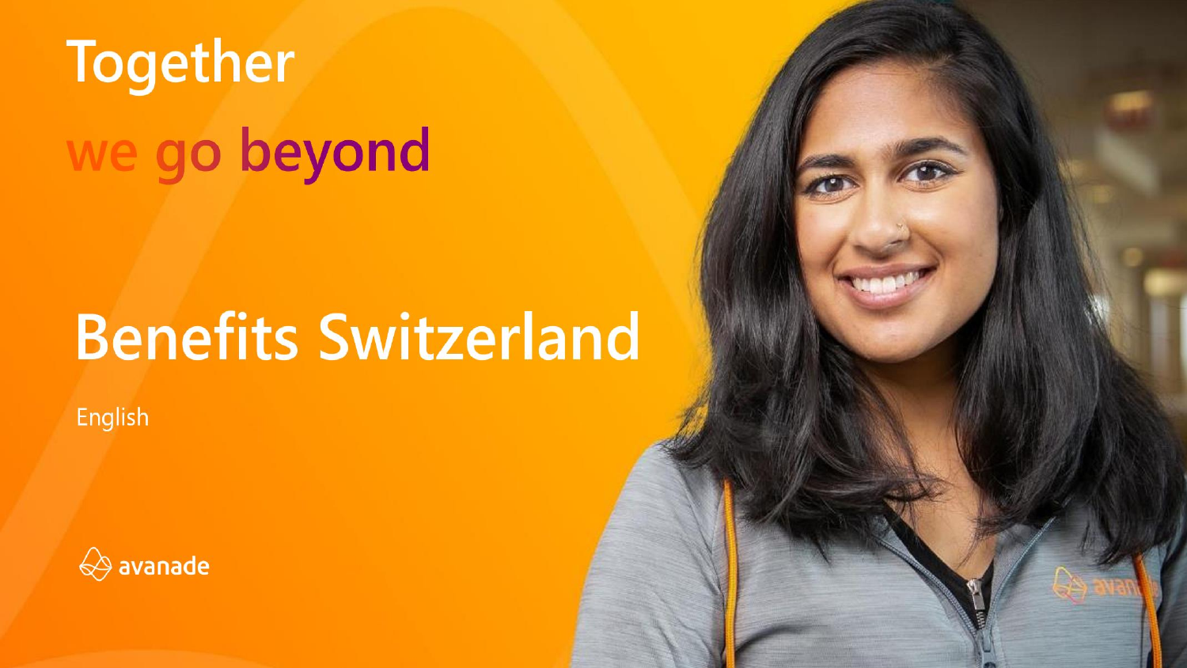# Together

# we go beyond

## Benefits Switzerland

English

avanade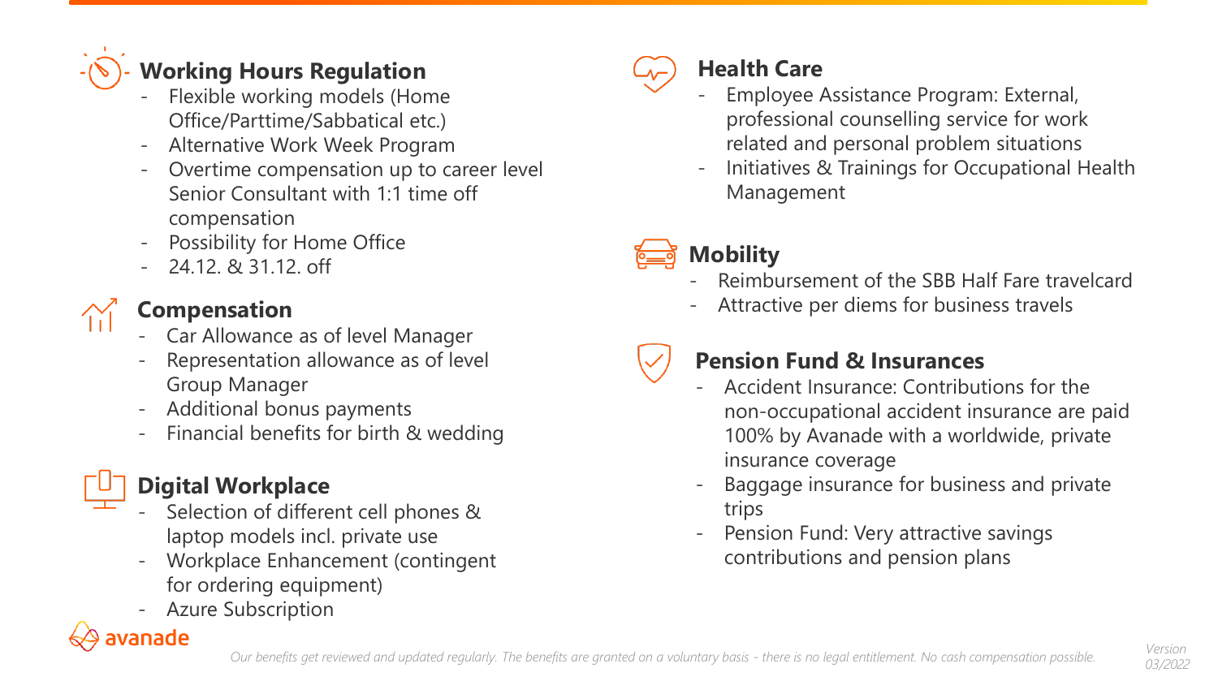## Working Hours Regulation

- Flexible working models (Home Office/Parttime/Sabbatical etc.)
- Alternative Work Week Program
- Overtime compensation up to career level Senior Consultant with 1:1 time off compensation
- Possibility for Home Office
- 24.12. & 31.12. off

## Compensation

- Car Allowance as of level Manager
- Representation allowance as of level Group Manager
- Additional bonus payments
- Financial benefits for birth & wedding

## Digital Workplace

- Selection of different cell phones & laptop models incl. private use
- Workplace Enhancement (contingent for ordering equipment)
- Azure Subscription

## Health Care

- Employee Assistance Program: External, professional counselling service for work related and personal problem situations
- Initiatives & Trainings for Occupational Health Management

## Mobility

- Reimbursement of the SBB Half Fare travelcard
- Attractive per diems for business travels

## Pension Fund & Insurances

- Accident Insurance: Contributions for the non-occupational accident insurance are paid 100% by Avanade with a worldwide, private insurance coverage
- Baggage insurance for business and private trips
- Pension Fund: Very attractive savings contributions and pension plans

avanade

*Our benefits get reviewed and updated regularly. The benefits are granted on a voluntary basis - there is no legal entitlement. No cash compensation possible.*

*Version 03/2022*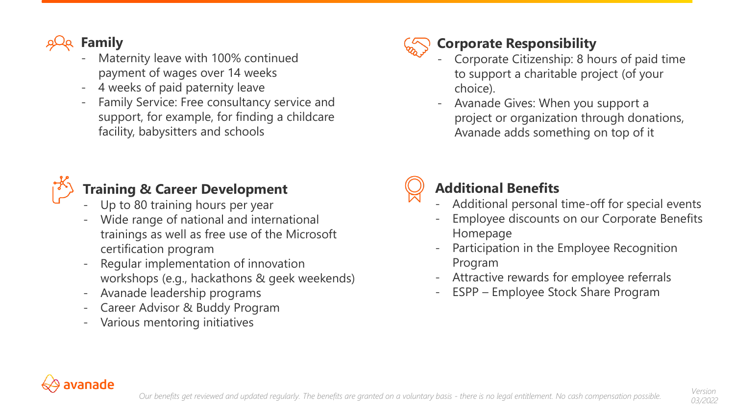## Family

- Maternity leave with 100% continued payment of wages over 14 weeks
- 4 weeks of paid paternity leave
- Family Service: Free consultancy service and support, for example, for finding a childcare facility, babysitters and schools

## Training & Career Development

- Up to 80 training hours per year
- Wide range of national and international trainings as well as free use of the Microsoft certification program
- Regular implementation of innovation workshops (e.g., hackathons & geek weekends)
- Avanade leadership programs
- Career Advisor & Buddy Program
- Various mentoring initiatives

## Corporate Responsibility

- Corporate Citizenship: 8 hours of paid time to support a charitable project (of your choice).
- Avanade Gives: When you support a project or organization through donations, Avanade adds something on top of it

## Additional Benefits

- Additional personal time-off for special events
- Employee discounts on our Corporate Benefits Homepage
- Participation in the Employee Recognition Program
- Attractive rewards for employee referrals
- ESPP – Employee Stock Share Program

*Our benefits get reviewed and updated regularly. The benefits are granted on a voluntary basis - there is no legal entitlement. No cash compensation possible.*

*Version 03/2022*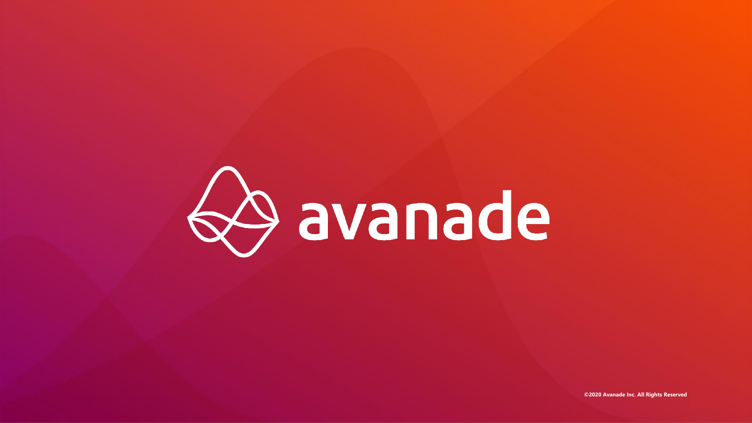avanade

©2020 Avanade Inc. All Rights Reserved